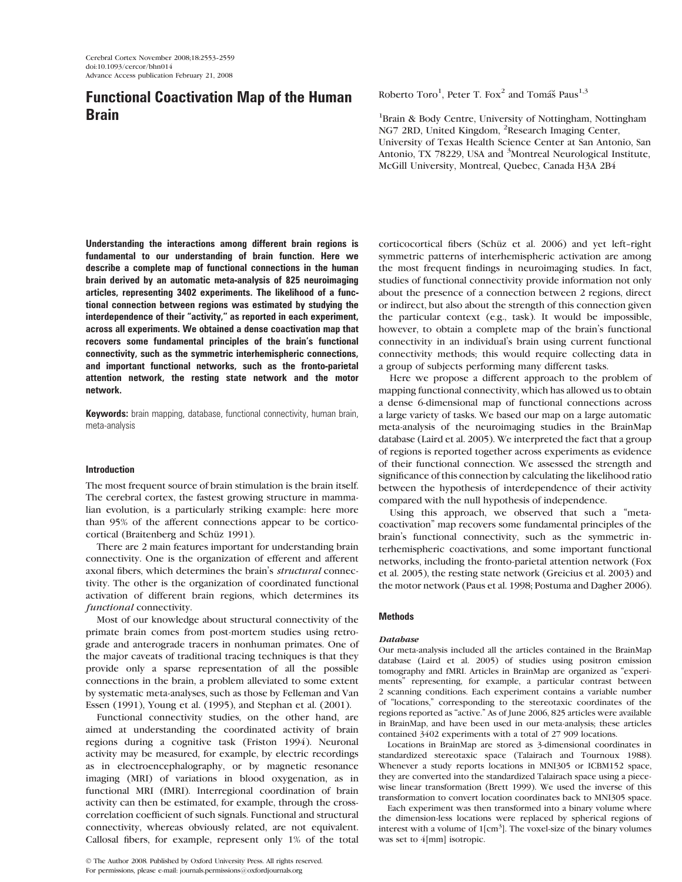# Functional Coactivation Map of the Human Brain

Roberto Toro[1], Peter T. Fox[2] and Tomáš Paus[1,3]

[1]Brain & Body Centre, University of Nottingham, Nottingham NG7 2RD, United Kingdom, [2]Research Imaging Center, University of Texas Health Science Center at San Antonio, San Antonio, TX 78229, USA and [3]Montreal Neurological Institute, McGill University, Montreal, Quebec, Canada H3A 2B4

**Understanding the interactions among different brain regions is fundamental to our understanding of brain function. Here we describe a complete map of functional connections in the human brain derived by an automatic meta-analysis of 825 neuroimaging articles, representing 3402 experiments. The likelihood of a functional connection between regions was estimated by studying the interdependence of their "activity," as reported in each experiment, across all experiments. We obtained a dense coactivation map that recovers some fundamental principles of the brain's functional connectivity, such as the symmetric interhemispheric connections, and important functional networks, such as the fronto-parietal attention network, the resting state network and the motor network.**

**Keywords:** brain mapping, database, functional connectivity, human brain, meta-analysis

## Introduction

The most frequent source of brain stimulation is the brain itself. The cerebral cortex, the fastest growing structure in mammalian evolution, is a particularly striking example: here more than 95% of the afferent connections appear to be corticocortical (Braitenberg and Schüz 1991).

There are 2 main features important for understanding brain connectivity. One is the organization of efferent and afferent axonal fibers, which determines the brain's *structural* connectivity. The other is the organization of coordinated functional activation of different brain regions, which determines its *functional* connectivity.

Most of our knowledge about structural connectivity of the primate brain comes from post-mortem studies using retrograde and anterograde tracers in nonhuman primates. One of the major caveats of traditional tracing techniques is that they provide only a sparse representation of all the possible connections in the brain, a problem alleviated to some extent by systematic meta-analyses, such as those by Felleman and Van Essen (1991), Young et al. (1995), and Stephan et al. (2001).

Functional connectivity studies, on the other hand, are aimed at understanding the coordinated activity of brain regions during a cognitive task (Friston 1994). Neuronal activity may be measured, for example, by electric recordings as in electroencephalography, or by magnetic resonance imaging (MRI) of variations in blood oxygenation, as in functional MRI (fMRI). Interregional coordination of brain activity can then be estimated, for example, through the cross-correlation coefficient of such signals. Functional and structural connectivity, whereas obviously related, are not equivalent. Callosal fibers, for example, represent only 1% of the total corticocortical fibers (Schüz et al. 2006) and yet left–right symmetric patterns of interhemispheric activation are among the most frequent findings in neuroimaging studies. In fact, studies of functional connectivity provide information not only about the presence of a connection between 2 regions, direct or indirect, but also about the strength of this connection given the particular context (e.g., task). It would be impossible, however, to obtain a complete map of the brain's functional connectivity in an individual's brain using current functional connectivity methods; this would require collecting data in a group of subjects performing many different tasks.

Here we propose a different approach to the problem of mapping functional connectivity, which has allowed us to obtain a dense 6-dimensional map of functional connections across a large variety of tasks. We based our map on a large automatic meta-analysis of the neuroimaging studies in the BrainMap database (Laird et al. 2005). We interpreted the fact that a group of regions is reported together across experiments as evidence of their functional connection. We assessed the strength and significance of this connection by calculating the likelihood ratio between the hypothesis of interdependence of their activity compared with the null hypothesis of independence.

Using this approach, we observed that such a "meta-coactivation" map recovers some fundamental principles of the brain's functional connectivity, such as the symmetric interhemispheric coactivations, and some important functional networks, including the fronto-parietal attention network (Fox et al. 2005), the resting state network (Greicius et al. 2003) and the motor network (Paus et al. 1998; Postuma and Dagher 2006).

## Methods

### *Database*

Our meta-analysis included all the articles contained in the BrainMap database (Laird et al. 2005) of studies using positron emission tomography and fMRI. Articles in BrainMap are organized as "experiments" representing, for example, a particular contrast between 2 scanning conditions. Each experiment contains a variable number of "locations," corresponding to the stereotaxic coordinates of the regions reported as "active." As of June 2006, 825 articles were available in BrainMap, and have been used in our meta-analysis; these articles contained 3402 experiments with a total of 27 909 locations.

Locations in BrainMap are stored as 3-dimensional coordinates in standardized stereotaxic space (Talairach and Tournoux 1988). Whenever a study reports locations in MNI305 or ICBM152 space, they are converted into the standardized Talairach space using a piecewise linear transformation (Brett 1999). We used the inverse of this transformation to convert location coordinates back to MNI305 space.

Each experiment was then transformed into a binary volume where the dimension-less locations were replaced by spherical regions of interest with a volume of 1[$cm^3$]. The voxel-size of the binary volumes was set to 4[mm] isotropic.

© The Author 2008. Published by Oxford University Press. All rights reserved.
For permissions, please e-mail: journals.permissions@oxfordjournals.org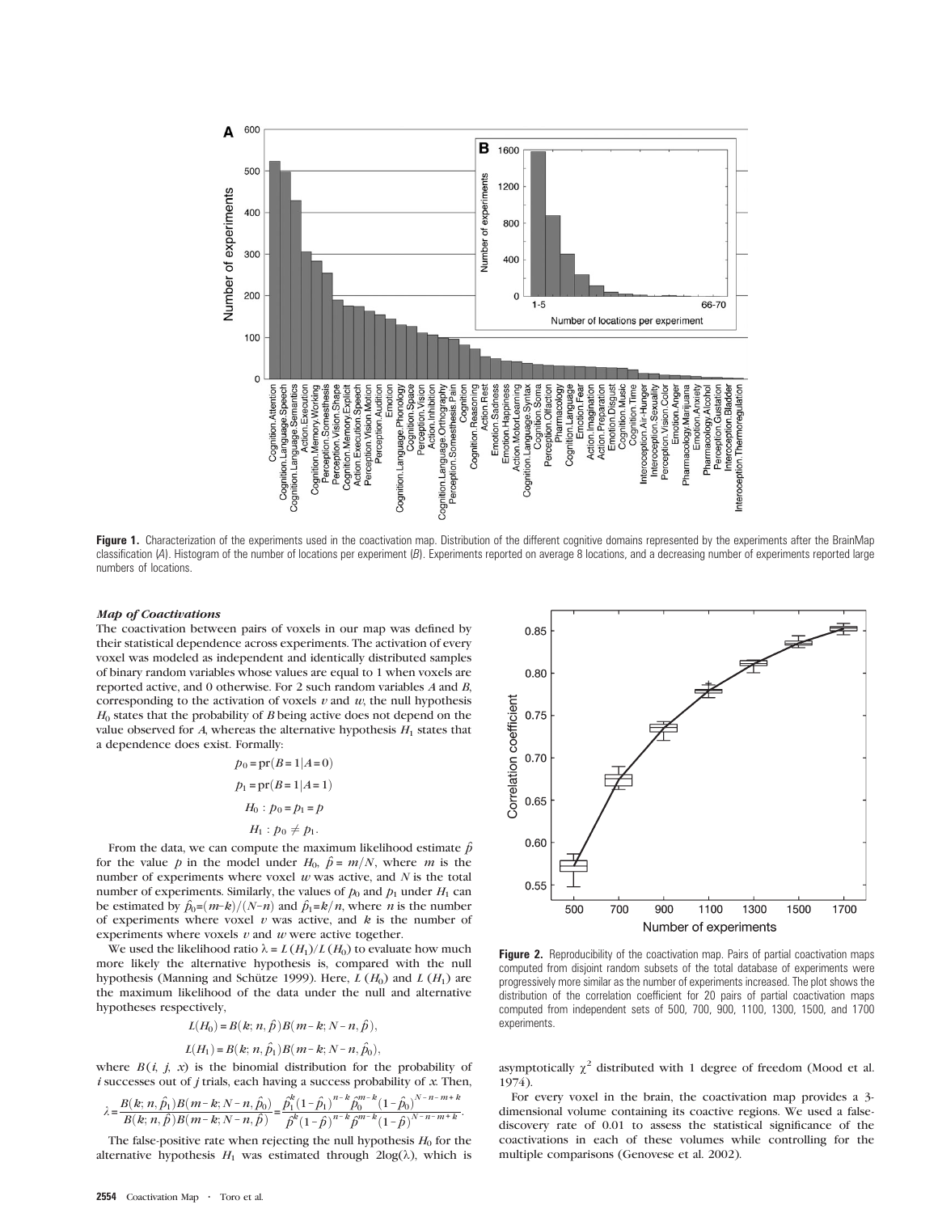Figure 1. Characterization of the experiments used in the coactivation map. Distribution of the different cognitive domains represented by the experiments after the BrainMap classification (*A*). Histogram of the number of locations per experiment (*B*). Experiments reported on average 8 locations, and a decreasing number of experiments reported large numbers of locations.

### *Map of Coactivations*

The coactivation between pairs of voxels in our map was defined by their statistical dependence across experiments. The activation of every voxel was modeled as independent and identically distributed samples of binary random variables whose values are equal to 1 when voxels are reported active, and 0 otherwise. For 2 such random variables *A* and *B*, corresponding to the activation of voxels $v$ and $w$, the null hypothesis $H_0$ states that the probability of *B* being active does not depend on the value observed for *A*, whereas the alternative hypothesis $H_1$ states that a dependence does exist. Formally:

$$p_0 = \mathrm{pr}(B = 1|A = 0)$$

$$p_1 = \mathrm{pr}(B = 1|A = 1)$$

$$H_0 : p_0 = p_1 = p$$

$$H_1 : p_0 \neq p_1.$$

From the data, we can compute the maximum likelihood estimate $\hat{p}$ for the value $p$ in the model under $H_0$, $\hat{p} = m/N$, where $m$ is the number of experiments where voxel $w$ was active, and $N$ is the total number of experiments. Similarly, the values of $p_0$ and $p_1$ under $H_1$ can be estimated by $\hat{p}_0=(m-k)/(N-n)$ and $\hat{p}_1=k/n$, where $n$ is the number of experiments where voxel $v$ was active, and $k$ is the number of experiments where voxels $v$ and $w$ were active together.

We used the likelihood ratio $\lambda = L(H_1)/L(H_0)$ to evaluate how much more likely the alternative hypothesis is, compared with the null hypothesis (Manning and Schütze 1999). Here, $L(H_0)$ and $L(H_1)$ are the maximum likelihood of the data under the null and alternative hypotheses respectively,

$$L(H_0) = B(k; n, \hat{p})B(m-k; N-n, \hat{p}),$$

$$L(H_1) = B(k; n, \hat{p}_1)B(m-k; N-n, \hat{p}_0),$$

where $B(i, j, x)$ is the binomial distribution for the probability of $i$ successes out of $j$ trials, each having a success probability of $x$. Then,

$$\lambda = \frac{B(k; n, \hat{p}_1)B(m-k; N-n, \hat{p}_0)}{B(k; n, \hat{p})B(m-k; N-n, \hat{p})} = \frac{\hat{p}_1^k(1-\hat{p}_1)^{n-k}\hat{p}_0^{m-k}(1-\hat{p}_0)^{N-n-m+k}}{\hat{p}^k(1-\hat{p})^{n-k}\hat{p}^{m-k}(1-\hat{p})^{N-n-m+k}}.$$

The false-positive rate when rejecting the null hypothesis $H_0$ for the alternative hypothesis $H_1$ was estimated through $2\log(\lambda)$, which is asymptotically $\chi^2$ distributed with 1 degree of freedom (Mood et al. 1974).

For every voxel in the brain, the coactivation map provides a 3-dimensional volume containing its coactive regions. We used a false-discovery rate of 0.01 to assess the statistical significance of the coactivations in each of these volumes while controlling for the multiple comparisons (Genovese et al. 2002).

Figure 2. Reproducibility of the coactivation map. Pairs of partial coactivation maps computed from disjoint random subsets of the total database of experiments were progressively more similar as the number of experiments increased. The plot shows the distribution of the correlation coefficient for 20 pairs of partial coactivation maps computed from independent sets of 500, 700, 900, 1100, 1300, 1500, and 1700 experiments.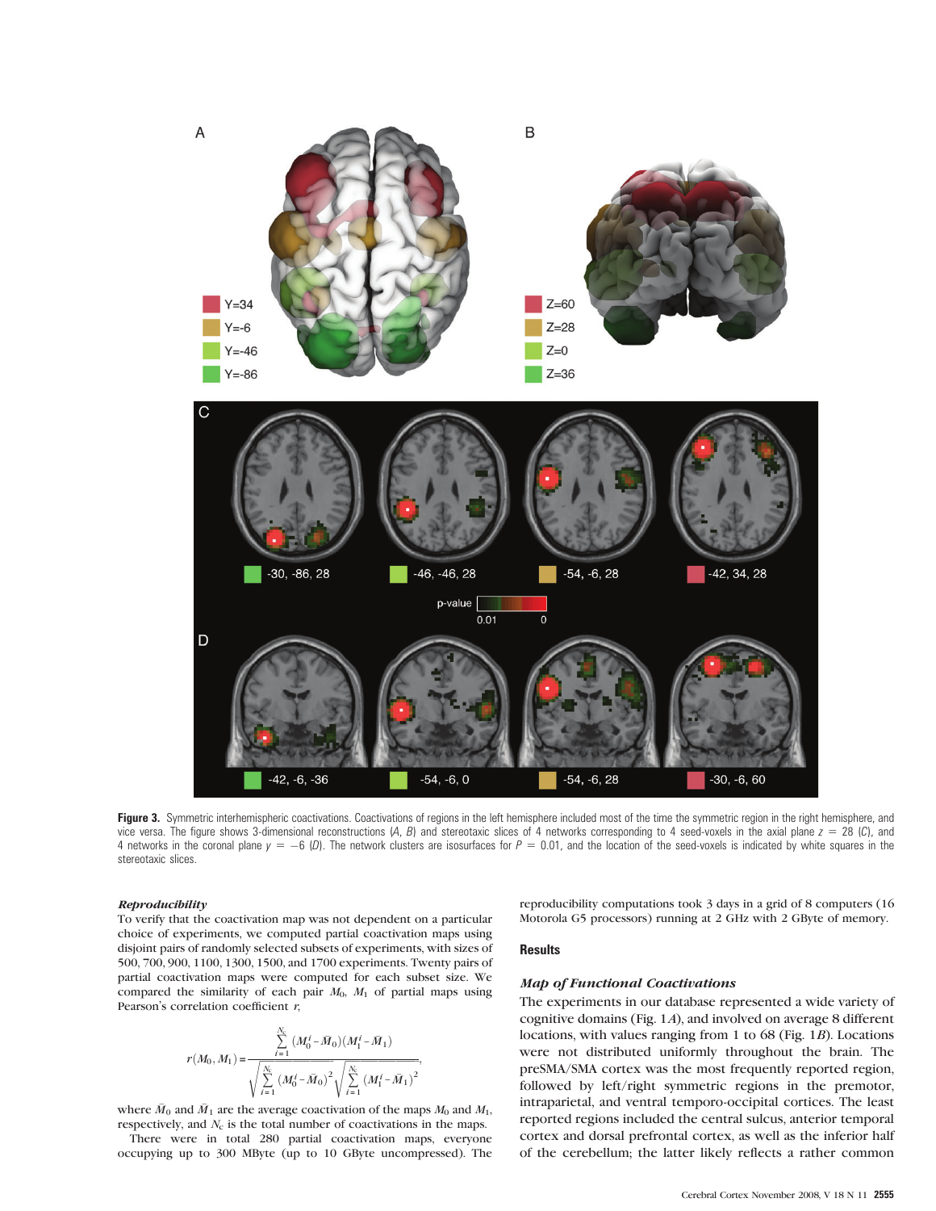**Figure 3.** Symmetric interhemispheric coactivations. Coactivations of regions in the left hemisphere included most of the time the symmetric region in the right hemisphere, and vice versa. The figure shows 3-dimensional reconstructions (*A*, *B*) and stereotaxic slices of 4 networks corresponding to 4 seed-voxels in the axial plane $z = 28$ (*C*), and 4 networks in the coronal plane $y = -6$ (*D*). The network clusters are isosurfaces for $P = 0.01$, and the location of the seed-voxels is indicated by white squares in the stereotaxic slices.

### *Reproducibility*

To verify that the coactivation map was not dependent on a particular choice of experiments, we computed partial coactivation maps using disjoint pairs of randomly selected subsets of experiments, with sizes of 500, 700, 900, 1100, 1300, 1500, and 1700 experiments. Twenty pairs of partial coactivation maps were computed for each subset size. We compared the similarity of each pair $M_0$, $M_1$ of partial maps using Pearson's correlation coefficient $r$,

$$r(M_0, M_1) = \frac{\sum_{i=1}^{N_c} (M_0^i - \bar{M}_0)(M_1^i - \bar{M}_1)}{\sqrt{\sum_{i=1}^{N_c} (M_0^i - \bar{M}_0)^2}\sqrt{\sum_{i=1}^{N_c} (M_1^i - \bar{M}_1)^2}},$$

where $\bar{M}_0$ and $\bar{M}_1$ are the average coactivation of the maps $M_0$ and $M_1$, respectively, and $N_c$ is the total number of coactivations in the maps.

There were in total 280 partial coactivation maps, everyone occupying up to 300 MByte (up to 10 GByte uncompressed). The reproducibility computations took 3 days in a grid of 8 computers (16 Motorola G5 processors) running at 2 GHz with 2 GByte of memory.

## Results

### *Map of Functional Coactivations*

The experiments in our database represented a wide variety of cognitive domains (Fig. 1*A*), and involved on average 8 different locations, with values ranging from 1 to 68 (Fig. 1*B*). Locations were not distributed uniformly throughout the brain. The preSMA/SMA cortex was the most frequently reported region, followed by left/right symmetric regions in the premotor, intraparietal, and ventral temporo-occipital cortices. The least reported regions included the central sulcus, anterior temporal cortex and dorsal prefrontal cortex, as well as the inferior half of the cerebellum; the latter likely reflects a rather common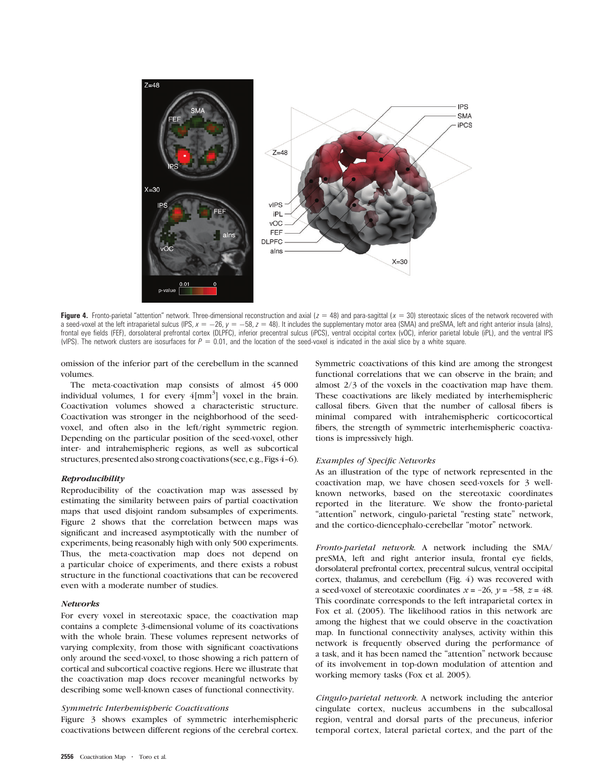**Figure 4.** Fronto-parietal "attention" network. Three-dimensional reconstruction and axial ($z = 48$) and para-sagittal ($x = 30$) stereotaxic slices of the network recovered with a seed-voxel at the left intraparietal sulcus (IPS, $x = -26$, $y = -58$, $z = 48$). It includes the supplementary motor area (SMA) and preSMA, left and right anterior insula (aIns), frontal eye fields (FEF), dorsolateral prefrontal cortex (DLPFC), inferior precentral sulcus (iPCS), ventral occipital cortex (vOC), inferior parietal lobule (iPL), and the ventral IPS (vIPS). The network clusters are isosurfaces for $P = 0.01$, and the location of the seed-voxel is indicated in the axial slice by a white square.

omission of the inferior part of the cerebellum in the scanned volumes.

The meta-coactivation map consists of almost 45 000 individual volumes, 1 for every 4[mm$^3$] voxel in the brain. Coactivation volumes showed a characteristic structure. Coactivation was stronger in the neighborhood of the seed-voxel, and often also in the left/right symmetric region. Depending on the particular position of the seed-voxel, other inter- and intrahemispheric regions, as well as subcortical structures, presented also strong coactivations (see, e.g., Figs 4–6).

### Reproducibility

Reproducibility of the coactivation map was assessed by estimating the similarity between pairs of partial coactivation maps that used disjoint random subsamples of experiments. Figure 2 shows that the correlation between maps was significant and increased asymptotically with the number of experiments, being reasonably high with only 500 experiments. Thus, the meta-coactivation map does not depend on a particular choice of experiments, and there exists a robust structure in the functional coactivations that can be recovered even with a moderate number of studies.

### Networks

For every voxel in stereotaxic space, the coactivation map contains a complete 3-dimensional volume of its coactivations with the whole brain. These volumes represent networks of varying complexity, from those with significant coactivations only around the seed-voxel, to those showing a rich pattern of cortical and subcortical coactive regions. Here we illustrate that the coactivation map does recover meaningful networks by describing some well-known cases of functional connectivity.

#### *Symmetric Interhemispheric Coactivations*

Figure 3 shows examples of symmetric interhemispheric coactivations between different regions of the cerebral cortex. Symmetric coactivations of this kind are among the strongest functional correlations that we can observe in the brain; and almost 2/3 of the voxels in the coactivation map have them. These coactivations are likely mediated by interhemispheric callosal fibers. Given that the number of callosal fibers is minimal compared with intrahemispheric corticocortical fibers, the strength of symmetric interhemispheric coactivations is impressively high.

#### *Examples of Specific Networks*

As an illustration of the type of network represented in the coactivation map, we have chosen seed-voxels for 3 well-known networks, based on the stereotaxic coordinates reported in the literature. We show the fronto-parietal "attention" network, cingulo-parietal "resting state" network, and the cortico-diencephalo-cerebellar "motor" network.

*Fronto-parietal network.* A network including the SMA/preSMA, left and right anterior insula, frontal eye fields, dorsolateral prefrontal cortex, precentral sulcus, ventral occipital cortex, thalamus, and cerebellum (Fig. 4) was recovered with a seed-voxel of stereotaxic coordinates $x = -26$, $y = -58$, $z = 48$. This coordinate corresponds to the left intraparietal cortex in Fox et al. (2005). The likelihood ratios in this network are among the highest that we could observe in the coactivation map. In functional connectivity analyses, activity within this network is frequently observed during the performance of a task, and it has been named the "attention" network because of its involvement in top-down modulation of attention and working memory tasks (Fox et al. 2005).

*Cingulo-parietal network.* A network including the anterior cingulate cortex, nucleus accumbens in the subcallosal region, ventral and dorsal parts of the precuneus, inferior temporal cortex, lateral parietal cortex, and the part of the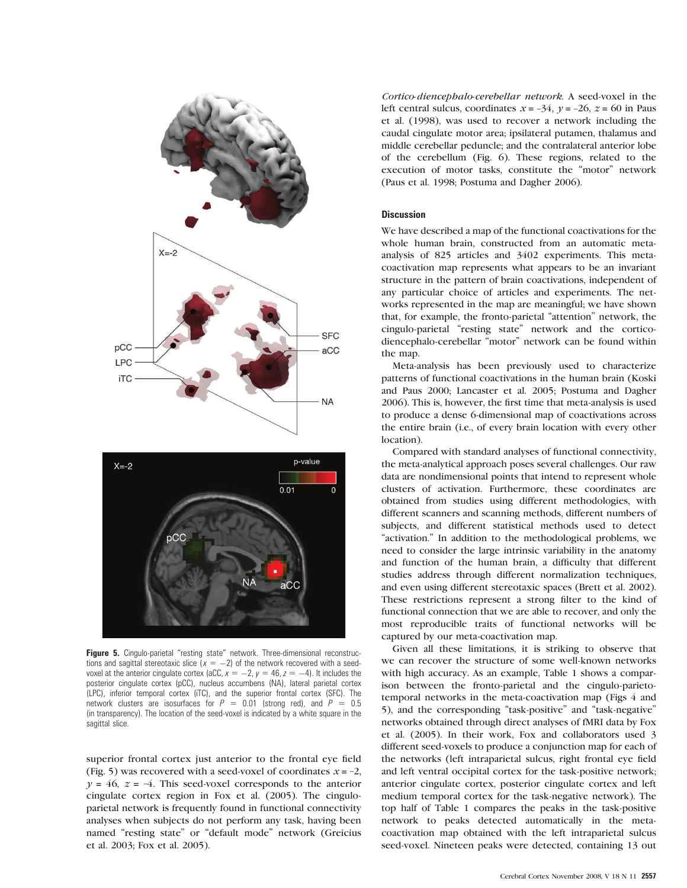**Figure 5.** Cingulo-parietal "resting state" network. Three-dimensional reconstructions and sagittal stereotaxic slice ($x = -2$) of the network recovered with a seed-voxel at the anterior cingulate cortex (aCC, $x = -2$, $y = 46$, $z = -4$). It includes the posterior cingulate cortex (pCC), nucleus accumbens (NA), lateral parietal cortex (LPC), inferior temporal cortex (iTC), and the superior frontal cortex (SFC). The network clusters are isosurfaces for $P = 0.01$ (strong red), and $P = 0.5$ (in transparency). The location of the seed-voxel is indicated by a white square in the sagittal slice.

superior frontal cortex just anterior to the frontal eye field (Fig. 5) was recovered with a seed-voxel of coordinates $x = -2$, $y = 46$, $z = -4$. This seed-voxel corresponds to the anterior cingulate cortex region in Fox et al. (2005). The cingulo-parietal network is frequently found in functional connectivity analyses when subjects do not perform any task, having been named "resting state" or "default mode" network (Greicius et al. 2003; Fox et al. 2005).

*Cortico-diencephalo-cerebellar network.* A seed-voxel in the left central sulcus, coordinates $x = -34$, $y = -26$, $z = 60$ in Paus et al. (1998), was used to recover a network including the caudal cingulate motor area; ipsilateral putamen, thalamus and middle cerebellar peduncle; and the contralateral anterior lobe of the cerebellum (Fig. 6). These regions, related to the execution of motor tasks, constitute the "motor" network (Paus et al. 1998; Postuma and Dagher 2006).

## Discussion

We have described a map of the functional coactivations for the whole human brain, constructed from an automatic meta-analysis of 825 articles and 3402 experiments. This meta-coactivation map represents what appears to be an invariant structure in the pattern of brain coactivations, independent of any particular choice of articles and experiments. The networks represented in the map are meaningful; we have shown that, for example, the fronto-parietal "attention" network, the cingulo-parietal "resting state" network and the cortico-diencephalo-cerebellar "motor" network can be found within the map.

Meta-analysis has been previously used to characterize patterns of functional coactivations in the human brain (Koski and Paus 2000; Lancaster et al. 2005; Postuma and Dagher 2006). This is, however, the first time that meta-analysis is used to produce a dense 6-dimensional map of coactivations across the entire brain (i.e., of every brain location with every other location).

Compared with standard analyses of functional connectivity, the meta-analytical approach poses several challenges. Our raw data are nondimensional points that intend to represent whole clusters of activation. Furthermore, these coordinates are obtained from studies using different methodologies, with different scanners and scanning methods, different numbers of subjects, and different statistical methods used to detect "activation." In addition to the methodological problems, we need to consider the large intrinsic variability in the anatomy and function of the human brain, a difficulty that different studies address through different normalization techniques, and even using different stereotaxic spaces (Brett et al. 2002). These restrictions represent a strong filter to the kind of functional connection that we are able to recover, and only the most reproducible traits of functional networks will be captured by our meta-coactivation map.

Given all these limitations, it is striking to observe that we can recover the structure of some well-known networks with high accuracy. As an example, Table 1 shows a comparison between the fronto-parietal and the cingulo-parieto-temporal networks in the meta-coactivation map (Figs 4 and 5), and the corresponding "task-positive" and "task-negative" networks obtained through direct analyses of fMRI data by Fox et al. (2005). In their work, Fox and collaborators used 3 different seed-voxels to produce a conjunction map for each of the networks (left intraparietal sulcus, right frontal eye field and left ventral occipital cortex for the task-positive network; anterior cingulate cortex, posterior cingulate cortex and left medium temporal cortex for the task-negative network). The top half of Table 1 compares the peaks in the task-positive network to peaks detected automatically in the meta-coactivation map obtained with the left intraparietal sulcus seed-voxel. Nineteen peaks were detected, containing 13 out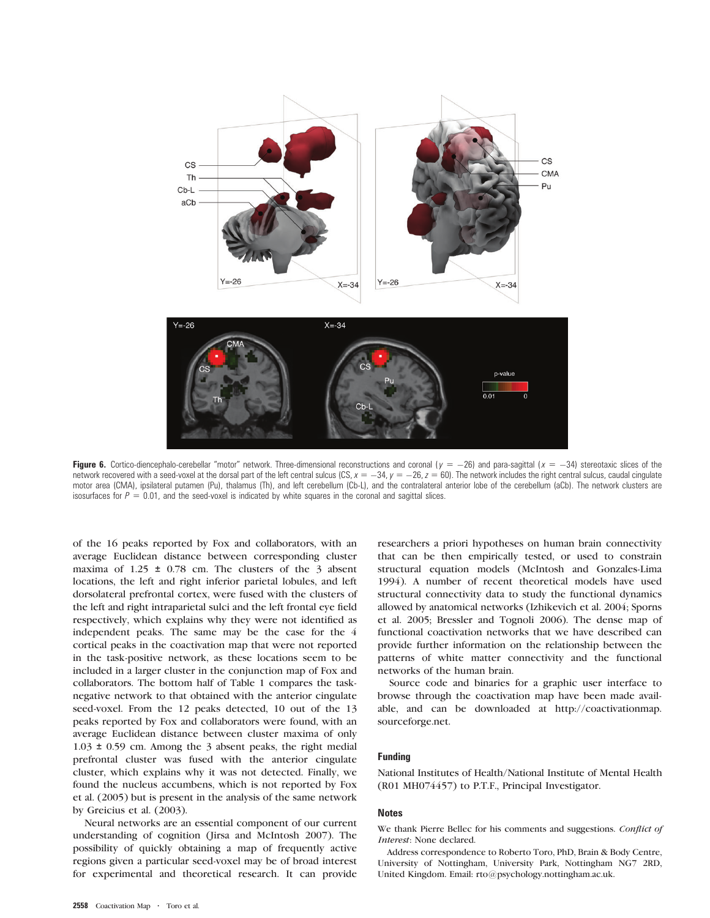Figure 6. Cortico-diencephalo-cerebellar "motor" network. Three-dimensional reconstructions and coronal ($y = -26$) and para-sagittal ($x = -34$) stereotaxic slices of the network recovered with a seed-voxel at the dorsal part of the left central sulcus (CS, $x = -34$, $y = -26$, $z = 60$). The network includes the right central sulcus, caudal cingulate motor area (CMA), ipsilateral putamen (Pu), thalamus (Th), and left cerebellum (Cb-L), and the contralateral anterior lobe of the cerebellum (aCb). The network clusters are isosurfaces for $P = 0.01$, and the seed-voxel is indicated by white squares in the coronal and sagittal slices.

of the 16 peaks reported by Fox and collaborators, with an average Euclidean distance between corresponding cluster maxima of 1.25 ± 0.78 cm. The clusters of the 3 absent locations, the left and right inferior parietal lobules, and left dorsolateral prefrontal cortex, were fused with the clusters of the left and right intraparietal sulci and the left frontal eye field respectively, which explains why they were not identified as independent peaks. The same may be the case for the 4 cortical peaks in the coactivation map that were not reported in the task-positive network, as these locations seem to be included in a larger cluster in the conjunction map of Fox and collaborators. The bottom half of Table 1 compares the task-negative network to that obtained with the anterior cingulate seed-voxel. From the 12 peaks detected, 10 out of the 13 peaks reported by Fox and collaborators were found, with an average Euclidean distance between cluster maxima of only 1.03 ± 0.59 cm. Among the 3 absent peaks, the right medial prefrontal cluster was fused with the anterior cingulate cluster, which explains why it was not detected. Finally, we found the nucleus accumbens, which is not reported by Fox et al. (2005) but is present in the analysis of the same network by Greicius et al. (2003).

Neural networks are an essential component of our current understanding of cognition (Jirsa and McIntosh 2007). The possibility of quickly obtaining a map of frequently active regions given a particular seed-voxel may be of broad interest for experimental and theoretical research. It can provide researchers a priori hypotheses on human brain connectivity that can be then empirically tested, or used to constrain structural equation models (McIntosh and Gonzales-Lima 1994). A number of recent theoretical models have used structural connectivity data to study the functional dynamics allowed by anatomical networks (Izhikevich et al. 2004; Sporns et al. 2005; Bressler and Tognoli 2006). The dense map of functional coactivation networks that we have described can provide further information on the relationship between the patterns of white matter connectivity and the functional networks of the human brain.

Source code and binaries for a graphic user interface to browse through the coactivation map have been made available, and can be downloaded at http://coactivationmap.sourceforge.net.

## Funding

National Institutes of Health/National Institute of Mental Health (R01 MH074457) to P.T.F., Principal Investigator.

## Notes

We thank Pierre Bellec for his comments and suggestions. *Conflict of Interest*: None declared.

Address correspondence to Roberto Toro, PhD, Brain & Body Centre, University of Nottingham, University Park, Nottingham NG7 2RD, United Kingdom. Email: rto@psychology.nottingham.ac.uk.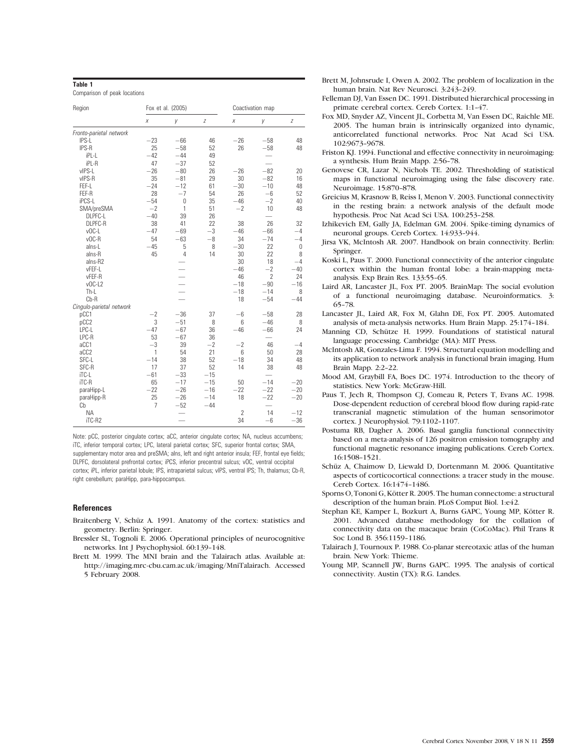**Table 1**
Comparison of peak locations

| Region | Fox et al. (2005) | | | Coactivation map | | |
|---|---|---|---|---|---|---|
| | *x* | *y* | *z* | *x* | *y* | *z* |
| *Fronto-parietal network* | | | | | | |
| IPS-L | −23 | −66 | 46 | −26 | −58 | 48 |
| IPS-R | 25 | −58 | 52 | 26 | −58 | 48 |
| iPL-L | −42 | −44 | 49 | | — | |
| iPL-R | 47 | −37 | 52 | | — | |
| vIPS-L | −26 | −80 | 26 | −26 | −82 | 20 |
| vIPS-R | 35 | −81 | 29 | 30 | −82 | 16 |
| FEF-L | −24 | −12 | 61 | −30 | −10 | 48 |
| FEF-R | 28 | −7 | 54 | 26 | −6 | 52 |
| iPCS-L | −54 | 0 | 35 | −46 | −2 | 40 |
| SMA/preSMA | −2 | 1 | 51 | −2 | 10 | 48 |
| DLPFC-L | −40 | 39 | 26 | | — | |
| DLPFC-R | 38 | 41 | 22 | 38 | 26 | 32 |
| vOC-L | −47 | −69 | −3 | −46 | −66 | −4 |
| vOC-R | 54 | −63 | −8 | 34 | −74 | −4 |
| aIns-L | −45 | 5 | 8 | −30 | 22 | 0 |
| aIns-R | 45 | 4 | 14 | 30 | 22 | 8 |
| aIns-R2 | | — | | 30 | 18 | −4 |
| vFEF-L | | — | | −46 | −2 | −40 |
| vFEF-R | | — | | 46 | 2 | 24 |
| vOC-L2 | | — | | −18 | −90 | −16 |
| Th-L | | — | | −18 | −14 | 8 |
| Cb-R | | — | | 18 | −54 | −44 |
| *Cingulo-parietal network* | | | | | | |
| pCC1 | −2 | −36 | 37 | −6 | −58 | 28 |
| pCC2 | 3 | −51 | 8 | 6 | −46 | 8 |
| LPC-L | −47 | −67 | 36 | −46 | −66 | 24 |
| LPC-R | 53 | −67 | 36 | | — | |
| aCC1 | −3 | 39 | −2 | −2 | 46 | −4 |
| aCC2 | 1 | 54 | 21 | 6 | 50 | 28 |
| SFC-L | −14 | 38 | 52 | −18 | 34 | 48 |
| SFC-R | 17 | 37 | 52 | 14 | 38 | 48 |
| iTC-L | −61 | −33 | −15 | | — | |
| iTC-R | 65 | −17 | −15 | 50 | −14 | −20 |
| paraHipp-L | −22 | −26 | −16 | −22 | −22 | −20 |
| paraHipp-R | 25 | −26 | −14 | 18 | −22 | −20 |
| Cb | 7 | −52 | −44 | | — | |
| NA | | — | | 2 | 14 | −12 |
| iTC-R2 | | — | | 34 | −6 | −36 |

Note: pCC, posterior cingulate cortex; aCC, anterior cingulate cortex; NA, nucleus accumbens; iTC, inferior temporal cortex; LPC, lateral parietal cortex; SFC, superior frontal cortex; SMA, supplementary motor area and preSMA; aIns, left and right anterior insula; FEF, frontal eye fields; DLPFC, dorsolateral prefrontal cortex; iPCS, inferior precentral sulcus; vOC, ventral occipital cortex; iPL, inferior parietal lobule; IPS, intraparietal sulcus; vIPS, ventral IPS; Th, thalamus; Cb-R, right cerebellum; paraHipp, para-hippocampus.

## References

Braitenberg V, Schüz A. 1991. Anatomy of the cortex: statistics and geometry. Berlin: Springer.

Bressler SL, Tognoli E. 2006. Operational principles of neurocognitive networks. Int J Psychophysiol. 60:139–148.

Brett M. 1999. The MNI brain and the Talairach atlas. Available at: http://imaging.mrc-cbu.cam.ac.uk/imaging/MniTalairach. Accessed 5 February 2008.

Brett M, Johnsrude I, Owen A. 2002. The problem of localization in the human brain. Nat Rev Neurosci. 3:243–249.

Felleman DJ, Van Essen DC. 1991. Distributed hierarchical processing in primate cerebral cortex. Cereb Cortex. 1:1–47.

Fox MD, Snyder AZ, Vincent JL, Corbetta M, Van Essen DC, Raichle ME. 2005. The human brain is intrinsically organized into dynamic, anticorrelated functional networks. Proc Nat Acad Sci USA. 102:9673–9678.

Friston KJ. 1994. Functional and effective connectivity in neuroimaging: a synthesis. Hum Brain Mapp. 2:56–78.

Genovese CR, Lazar N, Nichols TE. 2002. Thresholding of statistical maps in functional neuroimaging using the false discovery rate. Neuroimage. 15:870–878.

Greicius M, Krasnow B, Reiss I, Menon V. 2003. Functional connectivity in the resting brain: a network analysis of the default mode hypothesis. Proc Nat Acad Sci USA. 100:253–258.

Izhikevich EM, Gally JA, Edelman GM. 2004. Spike-timing dynamics of neuronal groups. Cereb Cortex. 14:933–944.

Jirsa VK, McIntosh AR. 2007. Handbook on brain connectivity. Berlin: Springer.

Koski L, Paus T. 2000. Functional connectivity of the anterior cingulate cortex within the human frontal lobe: a brain-mapping meta-analysis. Exp Brain Res. 133:55–65.

Laird AR, Lancaster JL, Fox PT. 2005. BrainMap: The social evolution of a functional neuroimaging database. Neuroinformatics. 3: 65–78.

Lancaster JL, Laird AR, Fox M, Glahn DE, Fox PT. 2005. Automated analysis of meta-analysis networks. Hum Brain Mapp. 25:174–184.

Manning CD, Schütze H. 1999. Foundations of statistical natural language processing. Cambridge (MA): MIT Press.

McIntosh AR, Gonzales-Lima F. 1994. Structural equation modelling and its application to network analysis in functional brain imaging. Hum Brain Mapp. 2:2–22.

Mood AM, Graybill FA, Boes DC. 1974. Introduction to the theory of statistics. New York: McGraw-Hill.

Paus T, Jech R, Thompson CJ, Comeau R, Peters T, Evans AC. 1998. Dose-dependent reduction of cerebral blood flow during rapid-rate transcranial magnetic stimulation of the human sensorimotor cortex. J Neurophysiol. 79:1102–1107.

Postuma RB, Dagher A. 2006. Basal ganglia functional connectivity based on a meta-analysis of 126 positron emission tomography and functional magnetic resonance imaging publications. Cereb Cortex. 16:1508–1521.

Schüz A, Chaimow D, Liewald D, Dortenmann M. 2006. Quantitative aspects of corticocortical connections: a tracer study in the mouse. Cereb Cortex. 16:1474–1486.

Sporns O, Tononi G, Kötter R. 2005. The human connectome: a structural description of the human brain. PLoS Comput Biol. 1:e42.

Stephan KE, Kamper L, Bozkurt A, Burns GAPC, Young MP, Kötter R. 2001. Advanced database methodology for the collation of connectivity data on the macaque brain (CoCoMac). Phil Trans R Soc Lond B. 356:1159–1186.

Talairach J, Tournoux P. 1988. Co-planar stereotaxic atlas of the human brain. New York: Thieme.

Young MP, Scannell JW, Burns GAPC. 1995. The analysis of cortical connectivity. Austin (TX): R.G. Landes.